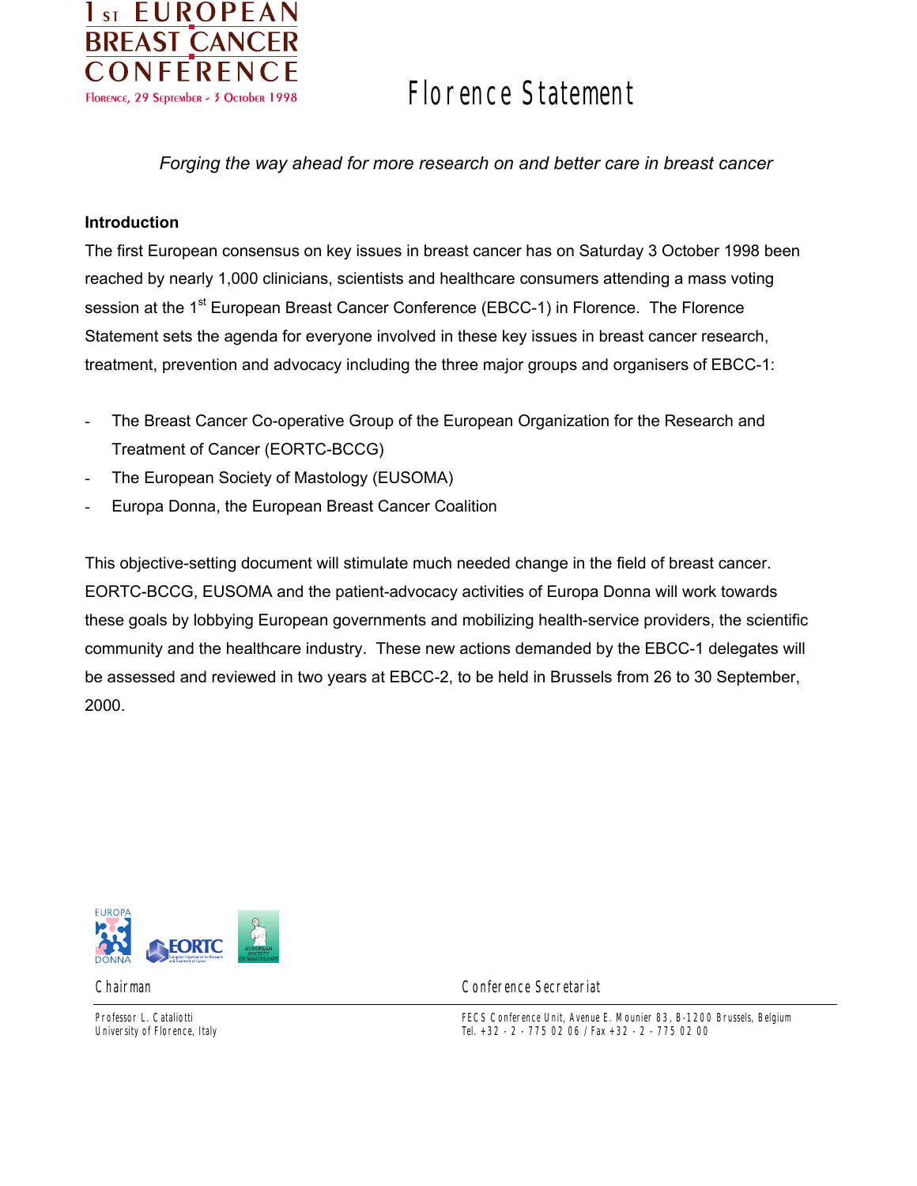# 1st EUROPEAN BREAST CANCER CONFERENCE

Florence, 29 September - 3 October 1998

# Florence Statement

*Forging the way ahead for more research on and better care in breast cancer*

**Introduction**

The first European consensus on key issues in breast cancer has on Saturday 3 October 1998 been reached by nearly 1,000 clinicians, scientists and healthcare consumers attending a mass voting session at the 1st European Breast Cancer Conference (EBCC-1) in Florence. The Florence Statement sets the agenda for everyone involved in these key issues in breast cancer research, treatment, prevention and advocacy including the three major groups and organisers of EBCC-1:

- The Breast Cancer Co-operative Group of the European Organization for the Research and Treatment of Cancer (EORTC-BCCG)
- The European Society of Mastology (EUSOMA)
- Europa Donna, the European Breast Cancer Coalition

This objective-setting document will stimulate much needed change in the field of breast cancer. EORTC-BCCG, EUSOMA and the patient-advocacy activities of Europa Donna will work towards these goals by lobbying European governments and mobilizing health-service providers, the scientific community and the healthcare industry. These new actions demanded by the EBCC-1 delegates will be assessed and reviewed in two years at EBCC-2, to be held in Brussels from 26 to 30 September, 2000.

Chairman

Professor L. Cataliotti
University of Florence, Italy

Conference Secretariat

FECS Conference Unit, Avenue E. Mounier 83, B-1200 Brussels, Belgium
Tel. +32 - 2 - 775 02 06 / Fax +32 - 2 - 775 02 00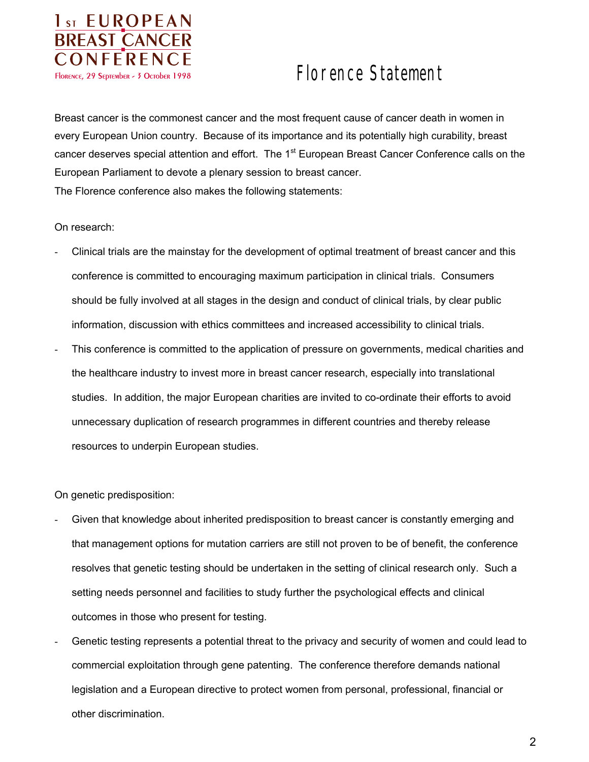# 1st EUROPEAN BREAST CANCER CONFERENCE

Florence, 29 September - 3 October 1998

# Florence Statement

Breast cancer is the commonest cancer and the most frequent cause of cancer death in women in every European Union country. Because of its importance and its potentially high curability, breast cancer deserves special attention and effort. The 1st European Breast Cancer Conference calls on the European Parliament to devote a plenary session to breast cancer.

The Florence conference also makes the following statements:

On research:

- Clinical trials are the mainstay for the development of optimal treatment of breast cancer and this conference is committed to encouraging maximum participation in clinical trials. Consumers should be fully involved at all stages in the design and conduct of clinical trials, by clear public information, discussion with ethics committees and increased accessibility to clinical trials.
- This conference is committed to the application of pressure on governments, medical charities and the healthcare industry to invest more in breast cancer research, especially into translational studies. In addition, the major European charities are invited to co-ordinate their efforts to avoid unnecessary duplication of research programmes in different countries and thereby release resources to underpin European studies.

On genetic predisposition:

- Given that knowledge about inherited predisposition to breast cancer is constantly emerging and that management options for mutation carriers are still not proven to be of benefit, the conference resolves that genetic testing should be undertaken in the setting of clinical research only. Such a setting needs personnel and facilities to study further the psychological effects and clinical outcomes in those who present for testing.
- Genetic testing represents a potential threat to the privacy and security of women and could lead to commercial exploitation through gene patenting. The conference therefore demands national legislation and a European directive to protect women from personal, professional, financial or other discrimination.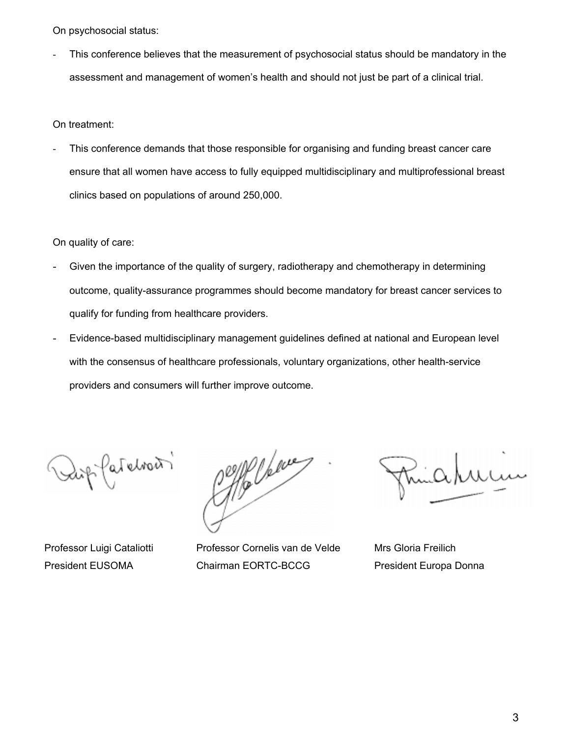On psychosocial status:

- This conference believes that the measurement of psychosocial status should be mandatory in the assessment and management of women's health and should not just be part of a clinical trial.

On treatment:

- This conference demands that those responsible for organising and funding breast cancer care ensure that all women have access to fully equipped multidisciplinary and multiprofessional breast clinics based on populations of around 250,000.

On quality of care:

- Given the importance of the quality of surgery, radiotherapy and chemotherapy in determining outcome, quality-assurance programmes should become mandatory for breast cancer services to qualify for funding from healthcare providers.
- Evidence-based multidisciplinary management guidelines defined at national and European level with the consensus of healthcare professionals, voluntary organizations, other health-service providers and consumers will further improve outcome.

Professor Luigi Cataliotti
President EUSOMA

Professor Cornelis van de Velde
Chairman EORTC-BCCG

Mrs Gloria Freilich
President Europa Donna